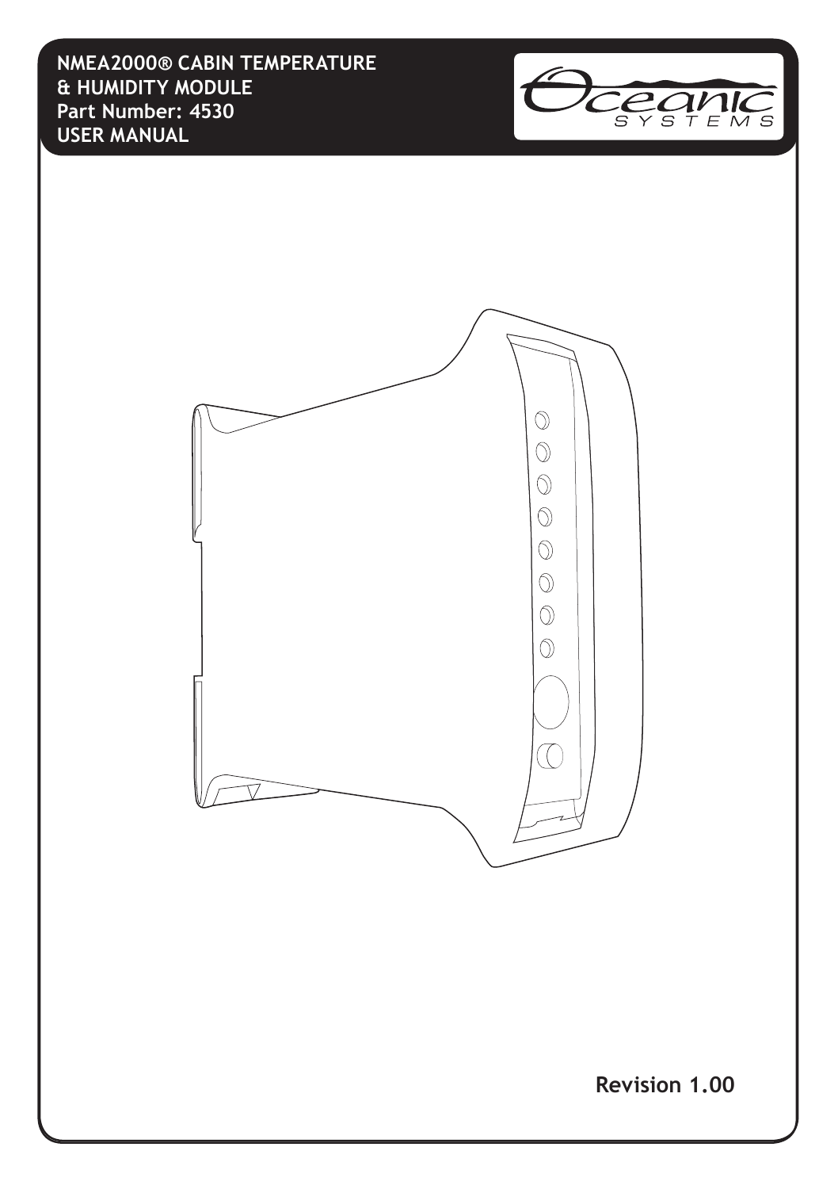# NMEA2000® CABIN TEMPERATURE & HUMIDITY MODULE

**Part Number: 4530**

**USER MANUAL**

**Revision 1.00**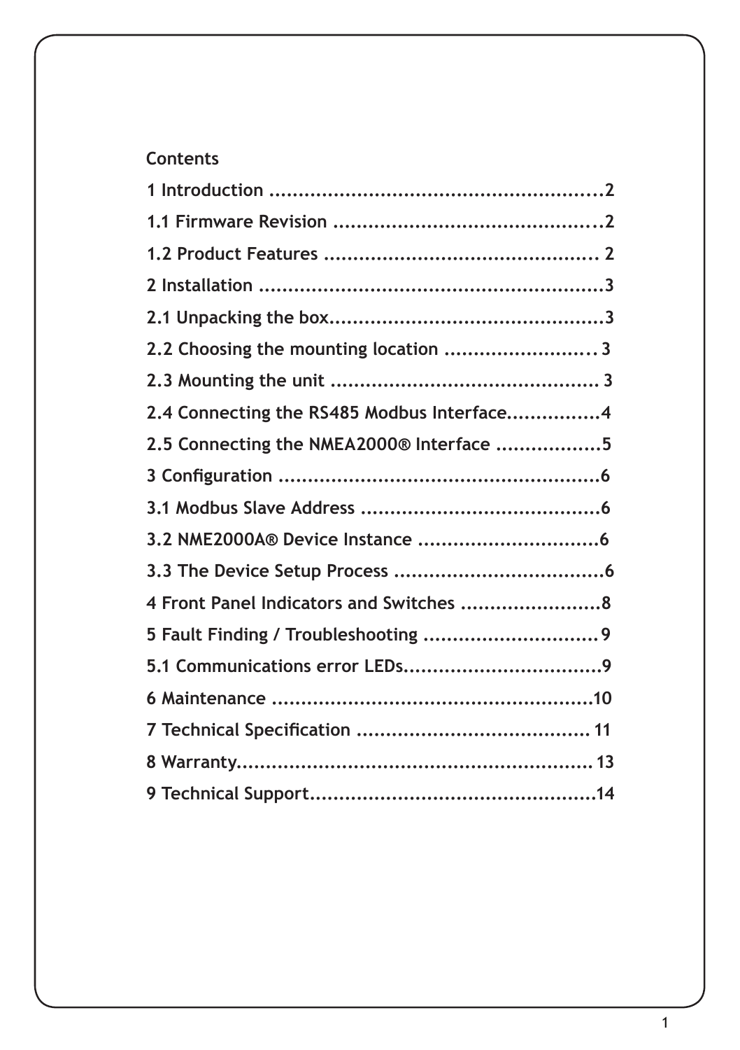# Contents

1 Introduction ..........................................................2

1.1 Firmware Revision ..............................................2

1.2 Product Features ................................................ 2

2 Installation ............................................................3

2.1 Unpacking the box................................................3

2.2 Choosing the mounting location .......................... 3

2.3 Mounting the unit ............................................... 3

2.4 Connecting the RS485 Modbus Interface................4

2.5 Connecting the NMEA2000® Interface ..................5

3 Configuration .......................................................6

3.1 Modbus Slave Address ..........................................6

3.2 NME2000A® Device Instance ...............................6

3.3 The Device Setup Process ....................................6

4 Front Panel Indicators and Switches ........................8

5 Fault Finding / Troubleshooting .............................. 9

5.1 Communications error LEDs..................................9

6 Maintenance .......................................................10

7 Technical Specification ........................................ 11

8 Warranty............................................................. 13

9 Technical Support..................................................14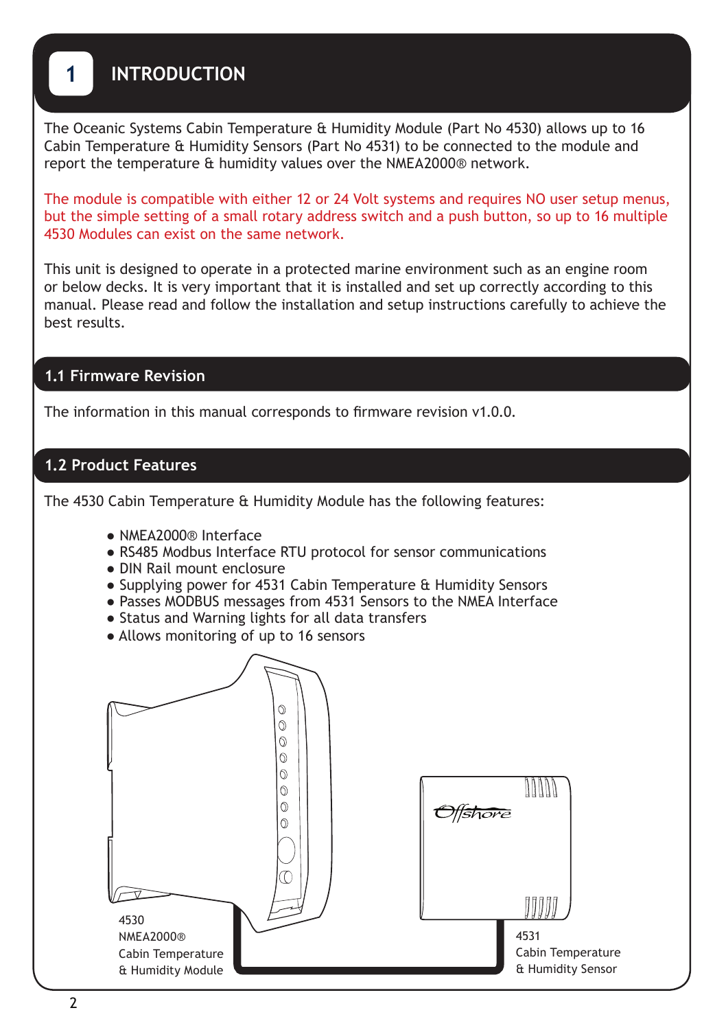# 1 INTRODUCTION

The Oceanic Systems Cabin Temperature & Humidity Module (Part No 4530) allows up to 16 Cabin Temperature & Humidity Sensors (Part No 4531) to be connected to the module and report the temperature & humidity values over the NMEA2000® network.

The module is compatible with either 12 or 24 Volt systems and requires NO user setup menus, but the simple setting of a small rotary address switch and a push button, so up to 16 multiple 4530 Modules can exist on the same network.

This unit is designed to operate in a protected marine environment such as an engine room or below decks. It is very important that it is installed and set up correctly according to this manual. Please read and follow the installation and setup instructions carefully to achieve the best results.

## 1.1 Firmware Revision

The information in this manual corresponds to firmware revision v1.0.0.

## 1.2 Product Features

The 4530 Cabin Temperature & Humidity Module has the following features:

- NMEA2000® Interface
- RS485 Modbus Interface RTU protocol for sensor communications
- DIN Rail mount enclosure
- Supplying power for 4531 Cabin Temperature & Humidity Sensors
- Passes MODBUS messages from 4531 Sensors to the NMEA Interface
- Status and Warning lights for all data transfers
- Allows monitoring of up to 16 sensors

4530
NMEA2000®
Cabin Temperature
& Humidity Module

4531
Cabin Temperature
& Humidity Sensor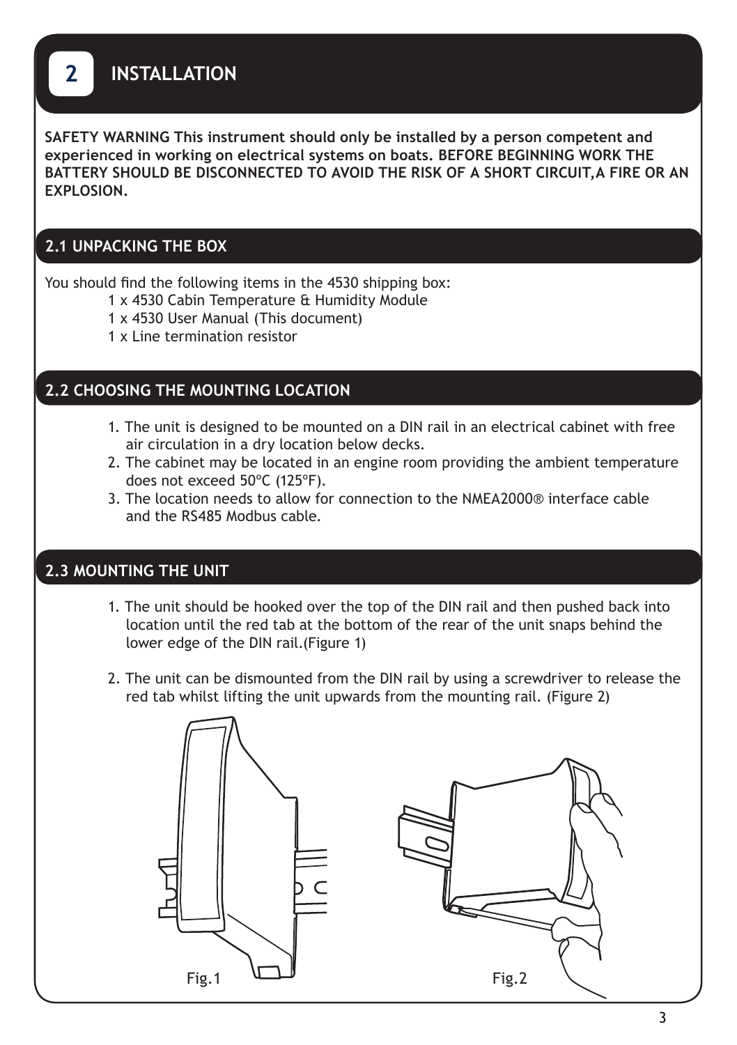# 2 INSTALLATION

**SAFETY WARNING This instrument should only be installed by a person competent and experienced in working on electrical systems on boats. BEFORE BEGINNING WORK THE BATTERY SHOULD BE DISCONNECTED TO AVOID THE RISK OF A SHORT CIRCUIT,A FIRE OR AN EXPLOSION.**

## 2.1 UNPACKING THE BOX

You should find the following items in the 4530 shipping box:

- 1 x 4530 Cabin Temperature & Humidity Module
- 1 x 4530 User Manual (This document)
- 1 x Line termination resistor

## 2.2 CHOOSING THE MOUNTING LOCATION

1. The unit is designed to be mounted on a DIN rail in an electrical cabinet with free air circulation in a dry location below decks.
2. The cabinet may be located in an engine room providing the ambient temperature does not exceed 50ºC (125ºF).
3. The location needs to allow for connection to the NMEA2000® interface cable and the RS485 Modbus cable.

## 2.3 MOUNTING THE UNIT

1. The unit should be hooked over the top of the DIN rail and then pushed back into location until the red tab at the bottom of the rear of the unit snaps behind the lower edge of the DIN rail.(Figure 1)
2. The unit can be dismounted from the DIN rail by using a screwdriver to release the red tab whilst lifting the unit upwards from the mounting rail. (Figure 2)

Fig.1

Fig.2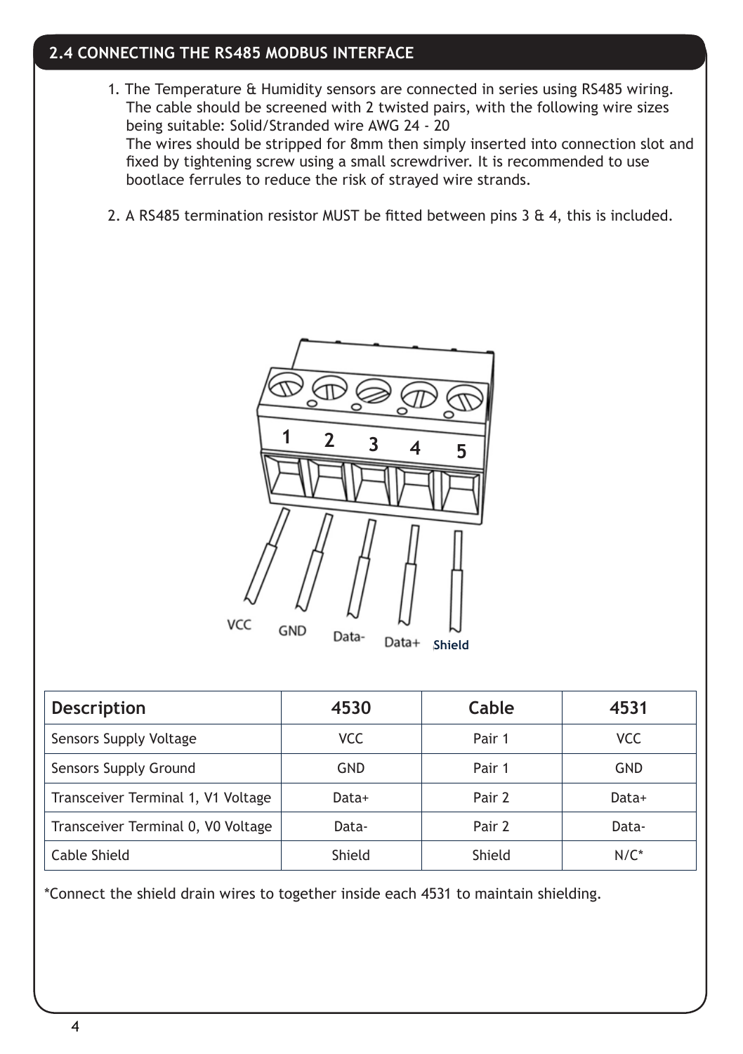## 2.4 CONNECTING THE RS485 MODBUS INTERFACE

1. The Temperature & Humidity sensors are connected in series using RS485 wiring. The cable should be screened with 2 twisted pairs, with the following wire sizes being suitable: Solid/Stranded wire AWG 24 - 20
   The wires should be stripped for 8mm then simply inserted into connection slot and fixed by tightening screw using a small screwdriver. It is recommended to use bootlace ferrules to reduce the risk of strayed wire strands.

2. A RS485 termination resistor MUST be fitted between pins 3 & 4, this is included.

| Description | 4530 | Cable | 4531 |
|---|---|---|---|
| Sensors Supply Voltage | VCC | Pair 1 | VCC |
| Sensors Supply Ground | GND | Pair 1 | GND |
| Transceiver Terminal 1, V1 Voltage | Data+ | Pair 2 | Data+ |
| Transceiver Terminal 0, V0 Voltage | Data- | Pair 2 | Data- |
| Cable Shield | Shield | Shield | N/C* |

*Connect the shield drain wires to together inside each 4531 to maintain shielding.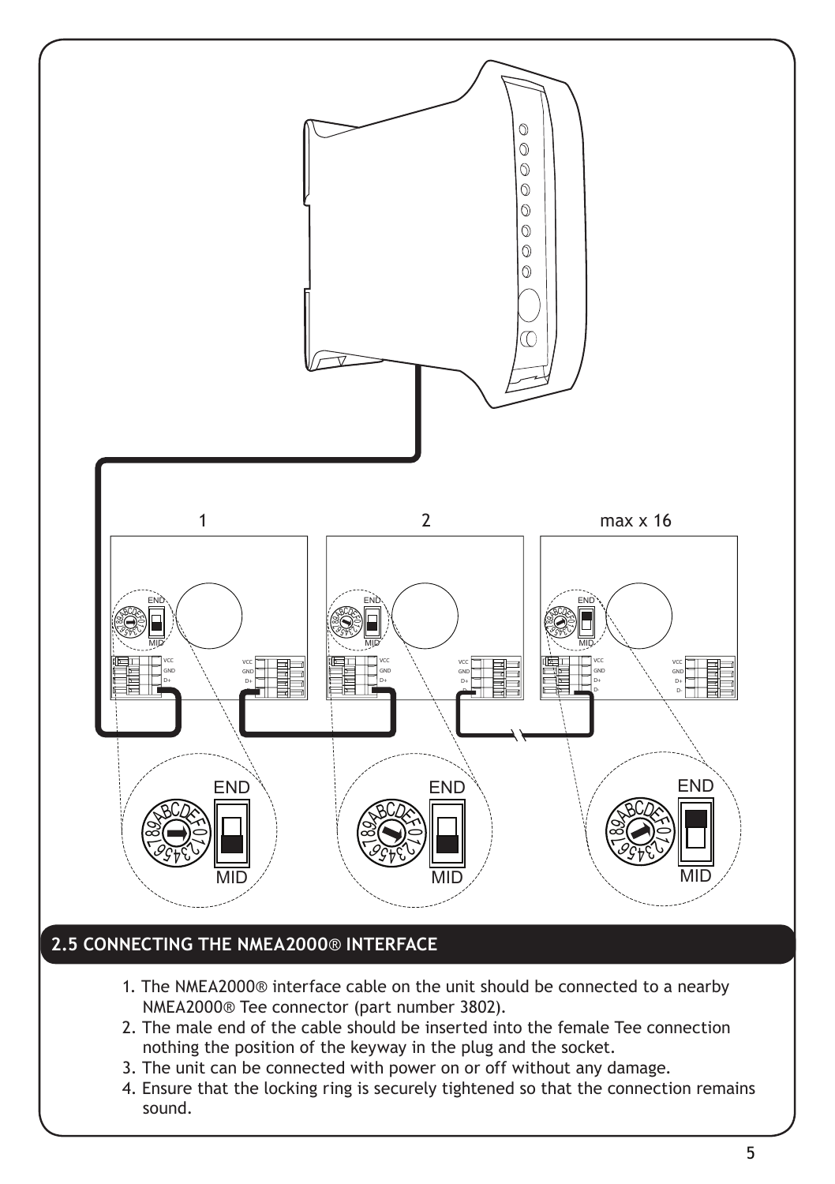## 2.5 CONNECTING THE NMEA2000® INTERFACE

1. The NMEA2000® interface cable on the unit should be connected to a nearby NMEA2000® Tee connector (part number 3802).
2. The male end of the cable should be inserted into the female Tee connection nothing the position of the keyway in the plug and the socket.
3. The unit can be connected with power on or off without any damage.
4. Ensure that the locking ring is securely tightened so that the connection remains sound.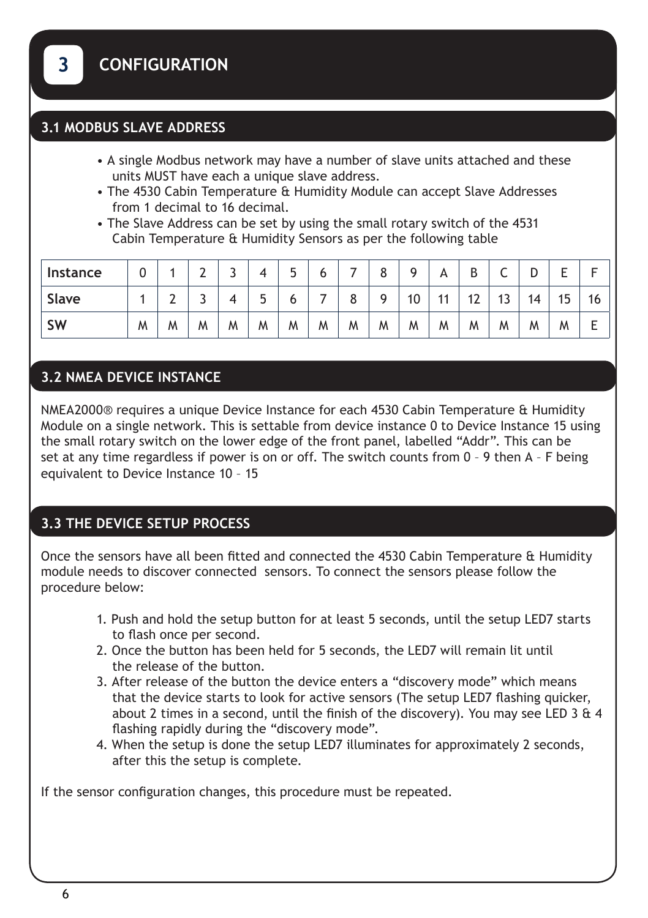# 3 CONFIGURATION

## 3.1 MODBUS SLAVE ADDRESS

- A single Modbus network may have a number of slave units attached and these units MUST have each a unique slave address.
- The 4530 Cabin Temperature & Humidity Module can accept Slave Addresses from 1 decimal to 16 decimal.
- The Slave Address can be set by using the small rotary switch of the 4531 Cabin Temperature & Humidity Sensors as per the following table

| **Instance** | 0 | 1 | 2 | 3 | 4 | 5 | 6 | 7 | 8 | 9 | A | B | C | D | E | F |
|---|---|---|---|---|---|---|---|---|---|---|---|---|---|---|---|---|
| **Slave** | 1 | 2 | 3 | 4 | 5 | 6 | 7 | 8 | 9 | 10 | 11 | 12 | 13 | 14 | 15 | 16 |
| **SW** | M | M | M | M | M | M | M | M | M | M | M | M | M | M | M | E |

## 3.2 NMEA DEVICE INSTANCE

NMEA2000® requires a unique Device Instance for each 4530 Cabin Temperature & Humidity Module on a single network. This is settable from device instance 0 to Device Instance 15 using the small rotary switch on the lower edge of the front panel, labelled “Addr”. This can be set at any time regardless if power is on or off. The switch counts from 0 – 9 then A – F being equivalent to Device Instance 10 – 15

## 3.3 THE DEVICE SETUP PROCESS

Once the sensors have all been fitted and connected the 4530 Cabin Temperature & Humidity module needs to discover connected sensors. To connect the sensors please follow the procedure below:

1. Push and hold the setup button for at least 5 seconds, until the setup LED7 starts to flash once per second.
2. Once the button has been held for 5 seconds, the LED7 will remain lit until the release of the button.
3. After release of the button the device enters a “discovery mode” which means that the device starts to look for active sensors (The setup LED7 flashing quicker, about 2 times in a second, until the finish of the discovery). You may see LED 3 & 4 flashing rapidly during the “discovery mode”.
4. When the setup is done the setup LED7 illuminates for approximately 2 seconds, after this the setup is complete.

If the sensor configuration changes, this procedure must be repeated.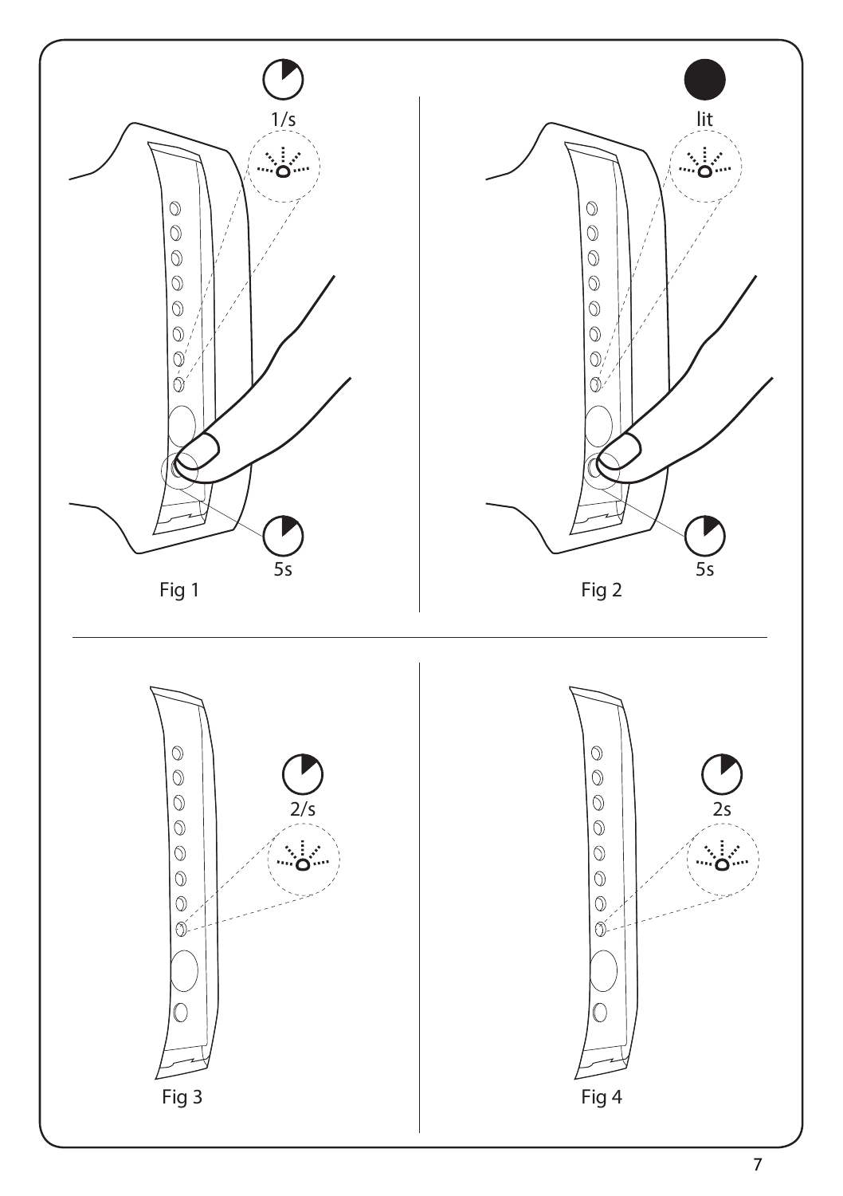1/s

5s

Fig 1

lit

5s

Fig 2

2/s

Fig 3

2s

Fig 4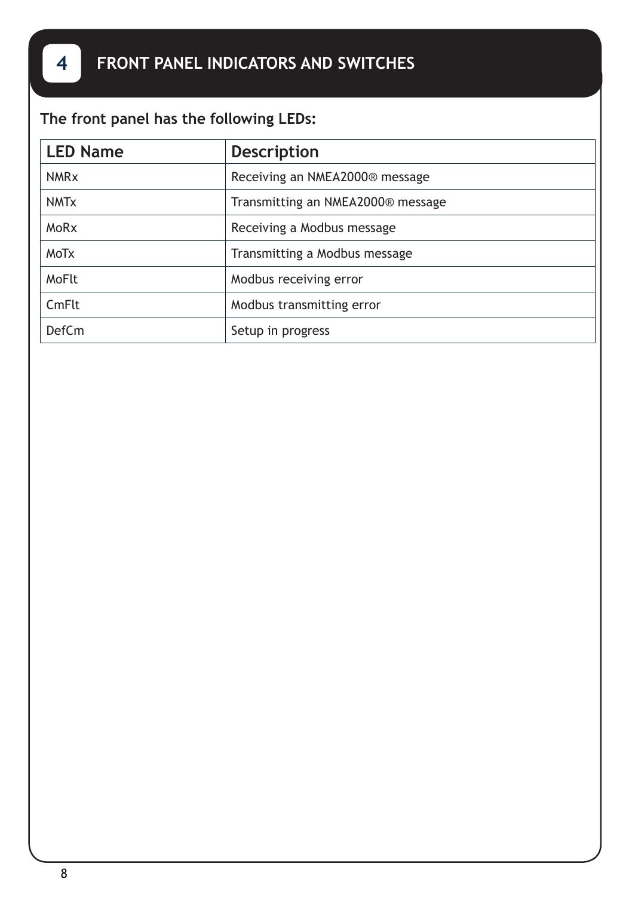# 4 FRONT PANEL INDICATORS AND SWITCHES

**The front panel has the following LEDs:**

| LED Name | Description |
|---|---|
| NMRx | Receiving an NMEA2000® message |
| NMTx | Transmitting an NMEA2000® message |
| MoRx | Receiving a Modbus message |
| MoTx | Transmitting a Modbus message |
| MoFlt | Modbus receiving error |
| CmFlt | Modbus transmitting error |
| DefCm | Setup in progress |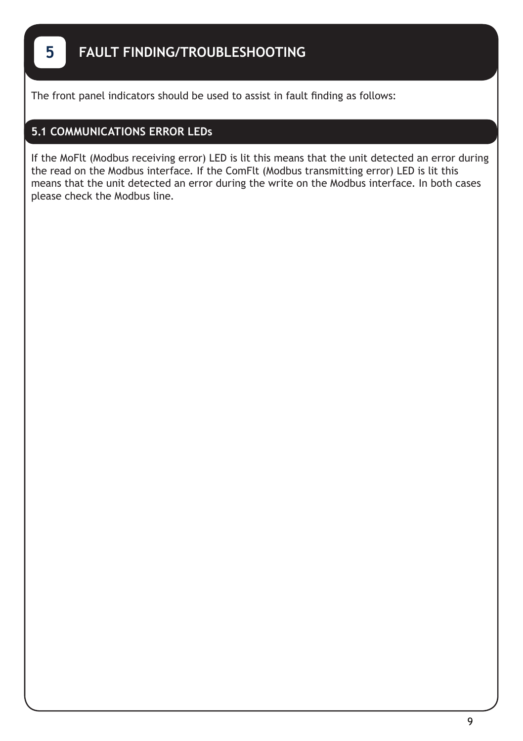# 5 FAULT FINDING/TROUBLESHOOTING

The front panel indicators should be used to assist in fault finding as follows:

## 5.1 COMMUNICATIONS ERROR LEDs

If the MoFlt (Modbus receiving error) LED is lit this means that the unit detected an error during the read on the Modbus interface. If the ComFlt (Modbus transmitting error) LED is lit this means that the unit detected an error during the write on the Modbus interface. In both cases please check the Modbus line.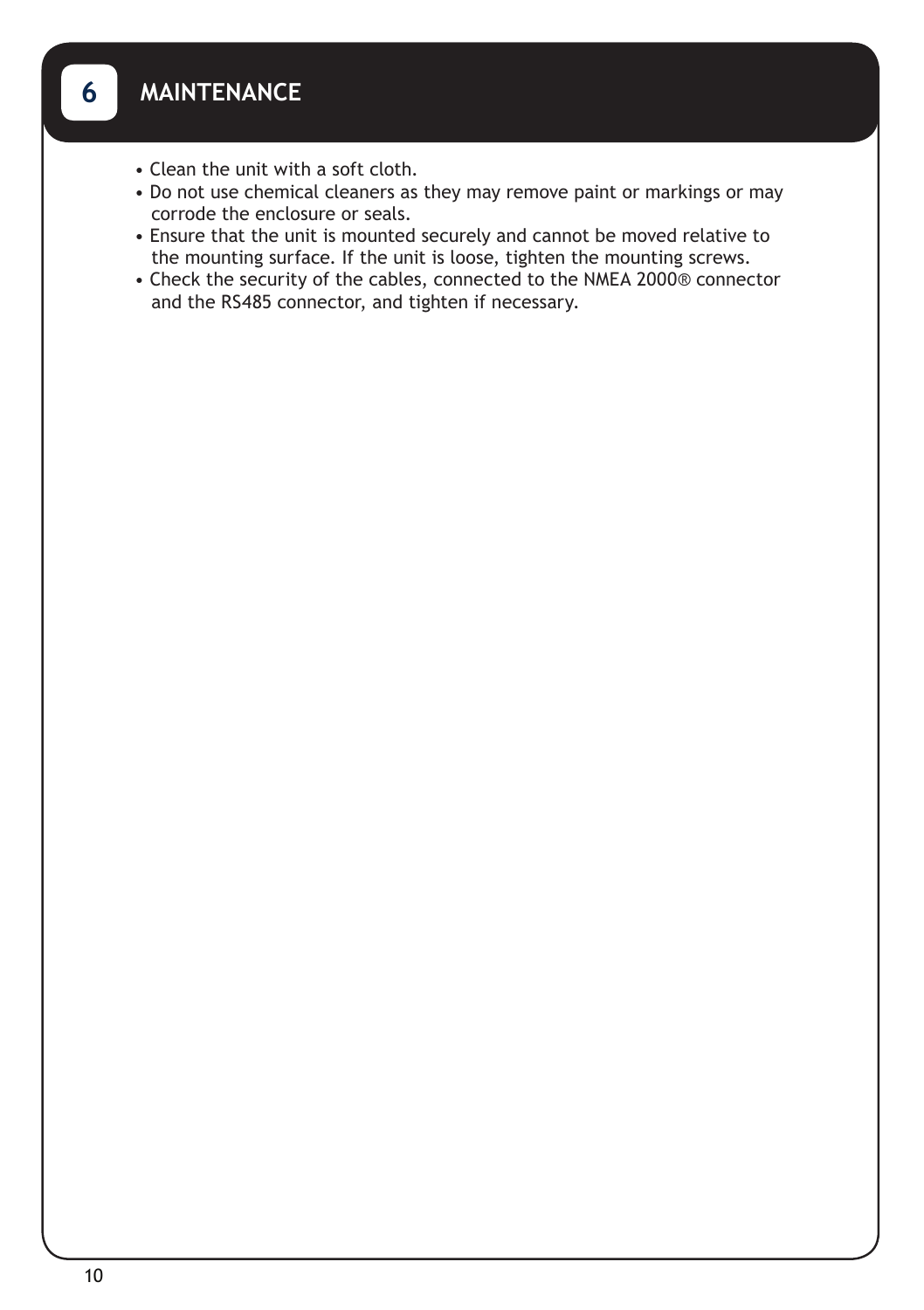# 6 MAINTENANCE

- Clean the unit with a soft cloth.
- Do not use chemical cleaners as they may remove paint or markings or may corrode the enclosure or seals.
- Ensure that the unit is mounted securely and cannot be moved relative to the mounting surface. If the unit is loose, tighten the mounting screws.
- Check the security of the cables, connected to the NMEA 2000® connector and the RS485 connector, and tighten if necessary.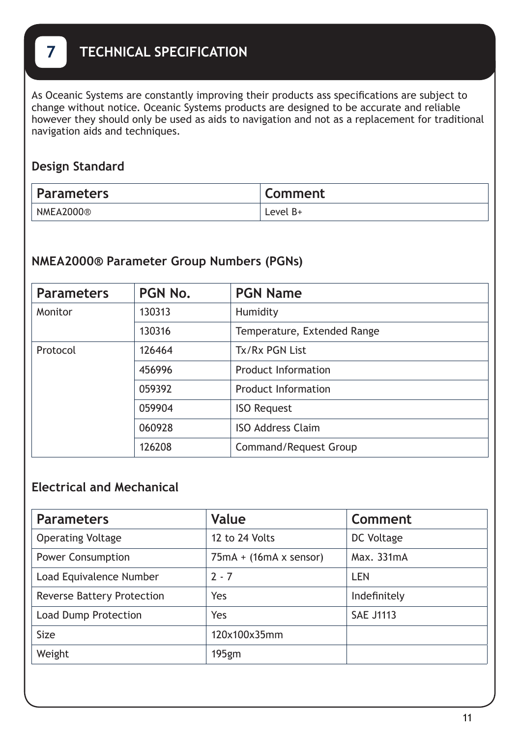# 7 TECHNICAL SPECIFICATION

As Oceanic Systems are constantly improving their products ass specifications are subject to change without notice. Oceanic Systems products are designed to be accurate and reliable however they should only be used as aids to navigation and not as a replacement for traditional navigation aids and techniques.

## Design Standard

| Parameters | Comment |
|---|---|
| NMEA2000® | Level B+ |

## NMEA2000® Parameter Group Numbers (PGNs)

| Parameters | PGN No. | PGN Name |
|---|---|---|
| Monitor | 130313 | Humidity |
| | 130316 | Temperature, Extended Range |
| Protocol | 126464 | Tx/Rx PGN List |
| | 456996 | Product Information |
| | 059392 | Product Information |
| | 059904 | ISO Request |
| | 060928 | ISO Address Claim |
| | 126208 | Command/Request Group |

## Electrical and Mechanical

| Parameters | Value | Comment |
|---|---|---|
| Operating Voltage | 12 to 24 Volts | DC Voltage |
| Power Consumption | 75mA + (16mA x sensor) | Max. 331mA |
| Load Equivalence Number | 2 - 7 | LEN |
| Reverse Battery Protection | Yes | Indefinitely |
| Load Dump Protection | Yes | SAE J1113 |
| Size | 120x100x35mm | |
| Weight | 195gm | |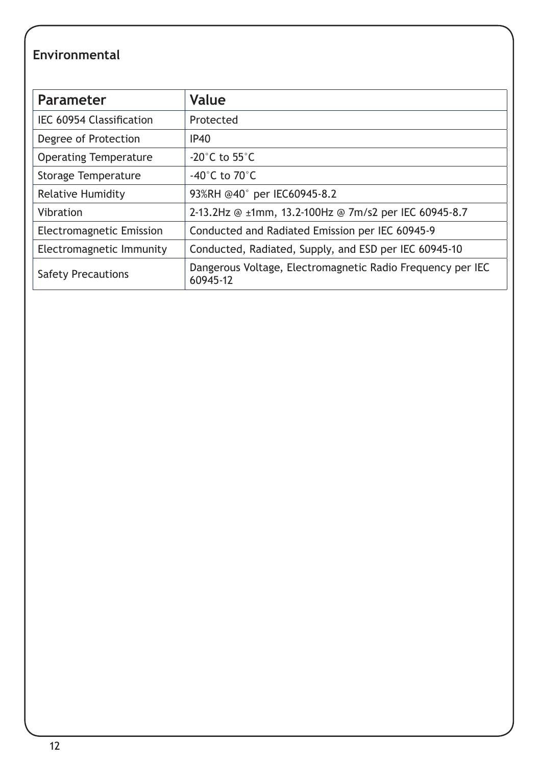## Environmental

| Parameter | Value |
| --- | --- |
| IEC 60954 Classification | Protected |
| Degree of Protection | IP40 |
| Operating Temperature | -20°C to 55°C |
| Storage Temperature | -40°C to 70°C |
| Relative Humidity | 93%RH @40° per IEC60945-8.2 |
| Vibration | 2-13.2Hz @ ±1mm, 13.2-100Hz @ 7m/s2 per IEC 60945-8.7 |
| Electromagnetic Emission | Conducted and Radiated Emission per IEC 60945-9 |
| Electromagnetic Immunity | Conducted, Radiated, Supply, and ESD per IEC 60945-10 |
| Safety Precautions | Dangerous Voltage, Electromagnetic Radio Frequency per IEC 60945-12 |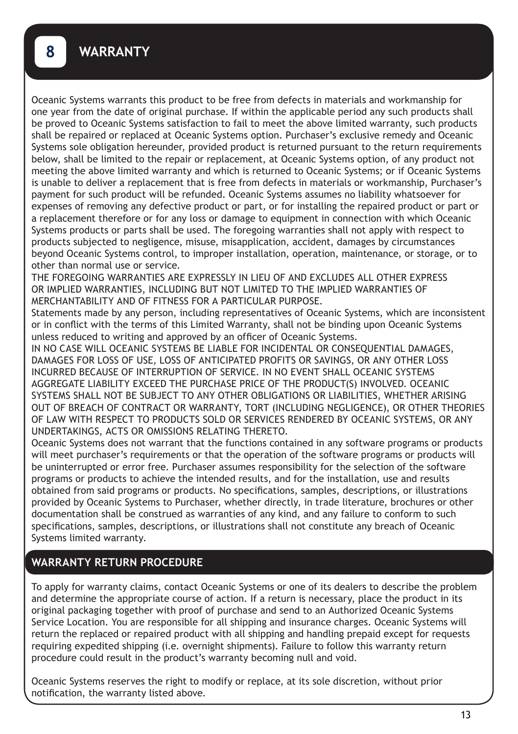# 8 WARRANTY

Oceanic Systems warrants this product to be free from defects in materials and workmanship for one year from the date of original purchase. If within the applicable period any such products shall be proved to Oceanic Systems satisfaction to fail to meet the above limited warranty, such products shall be repaired or replaced at Oceanic Systems option. Purchaser's exclusive remedy and Oceanic Systems sole obligation hereunder, provided product is returned pursuant to the return requirements below, shall be limited to the repair or replacement, at Oceanic Systems option, of any product not meeting the above limited warranty and which is returned to Oceanic Systems; or if Oceanic Systems is unable to deliver a replacement that is free from defects in materials or workmanship, Purchaser's payment for such product will be refunded. Oceanic Systems assumes no liability whatsoever for expenses of removing any defective product or part, or for installing the repaired product or part or a replacement therefore or for any loss or damage to equipment in connection with which Oceanic Systems products or parts shall be used. The foregoing warranties shall not apply with respect to products subjected to negligence, misuse, misapplication, accident, damages by circumstances beyond Oceanic Systems control, to improper installation, operation, maintenance, or storage, or to other than normal use or service.

THE FOREGOING WARRANTIES ARE EXPRESSLY IN LIEU OF AND EXCLUDES ALL OTHER EXPRESS OR IMPLIED WARRANTIES, INCLUDING BUT NOT LIMITED TO THE IMPLIED WARRANTIES OF MERCHANTABILITY AND OF FITNESS FOR A PARTICULAR PURPOSE.

Statements made by any person, including representatives of Oceanic Systems, which are inconsistent or in conflict with the terms of this Limited Warranty, shall not be binding upon Oceanic Systems unless reduced to writing and approved by an officer of Oceanic Systems.

IN NO CASE WILL OCEANIC SYSTEMS BE LIABLE FOR INCIDENTAL OR CONSEQUENTIAL DAMAGES, DAMAGES FOR LOSS OF USE, LOSS OF ANTICIPATED PROFITS OR SAVINGS, OR ANY OTHER LOSS INCURRED BECAUSE OF INTERRUPTION OF SERVICE. IN NO EVENT SHALL OCEANIC SYSTEMS AGGREGATE LIABILITY EXCEED THE PURCHASE PRICE OF THE PRODUCT(S) INVOLVED. OCEANIC SYSTEMS SHALL NOT BE SUBJECT TO ANY OTHER OBLIGATIONS OR LIABILITIES, WHETHER ARISING OUT OF BREACH OF CONTRACT OR WARRANTY, TORT (INCLUDING NEGLIGENCE), OR OTHER THEORIES OF LAW WITH RESPECT TO PRODUCTS SOLD OR SERVICES RENDERED BY OCEANIC SYSTEMS, OR ANY UNDERTAKINGS, ACTS OR OMISSIONS RELATING THERETO.

Oceanic Systems does not warrant that the functions contained in any software programs or products will meet purchaser's requirements or that the operation of the software programs or products will be uninterrupted or error free. Purchaser assumes responsibility for the selection of the software programs or products to achieve the intended results, and for the installation, use and results obtained from said programs or products. No specifications, samples, descriptions, or illustrations provided by Oceanic Systems to Purchaser, whether directly, in trade literature, brochures or other documentation shall be construed as warranties of any kind, and any failure to conform to such specifications, samples, descriptions, or illustrations shall not constitute any breach of Oceanic Systems limited warranty.

## WARRANTY RETURN PROCEDURE

To apply for warranty claims, contact Oceanic Systems or one of its dealers to describe the problem and determine the appropriate course of action. If a return is necessary, place the product in its original packaging together with proof of purchase and send to an Authorized Oceanic Systems Service Location. You are responsible for all shipping and insurance charges. Oceanic Systems will return the replaced or repaired product with all shipping and handling prepaid except for requests requiring expedited shipping (i.e. overnight shipments). Failure to follow this warranty return procedure could result in the product's warranty becoming null and void.

Oceanic Systems reserves the right to modify or replace, at its sole discretion, without prior notification, the warranty listed above.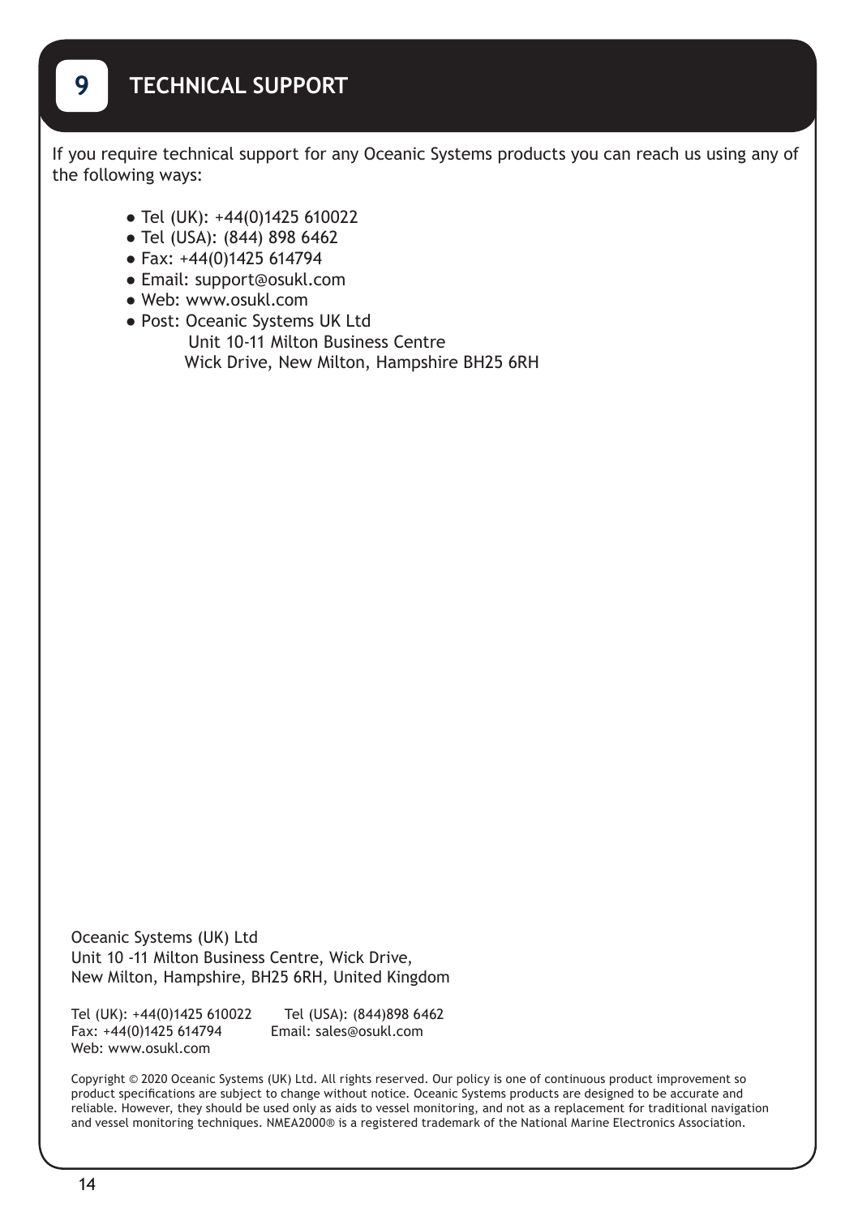## 9 TECHNICAL SUPPORT

If you require technical support for any Oceanic Systems products you can reach us using any of the following ways:

- Tel (UK): +44(0)1425 610022
- Tel (USA): (844) 898 6462
- Fax: +44(0)1425 614794
- Email: support@osukl.com
- Web: www.osukl.com
- Post: Oceanic Systems UK Ltd
  Unit 10-11 Milton Business Centre
  Wick Drive, New Milton, Hampshire BH25 6RH

Oceanic Systems (UK) Ltd
Unit 10 -11 Milton Business Centre, Wick Drive,
New Milton, Hampshire, BH25 6RH, United Kingdom

Tel (UK): +44(0)1425 610022
Tel (USA): (844)898 6462
Fax: +44(0)1425 614794
Email: sales@osukl.com
Web: www.osukl.com

Copyright © 2020 Oceanic Systems (UK) Ltd. All rights reserved. Our policy is one of continuous product improvement so product specifications are subject to change without notice. Oceanic Systems products are designed to be accurate and reliable. However, they should be used only as aids to vessel monitoring, and not as a replacement for traditional navigation and vessel monitoring techniques. NMEA2000® is a registered trademark of the National Marine Electronics Association.